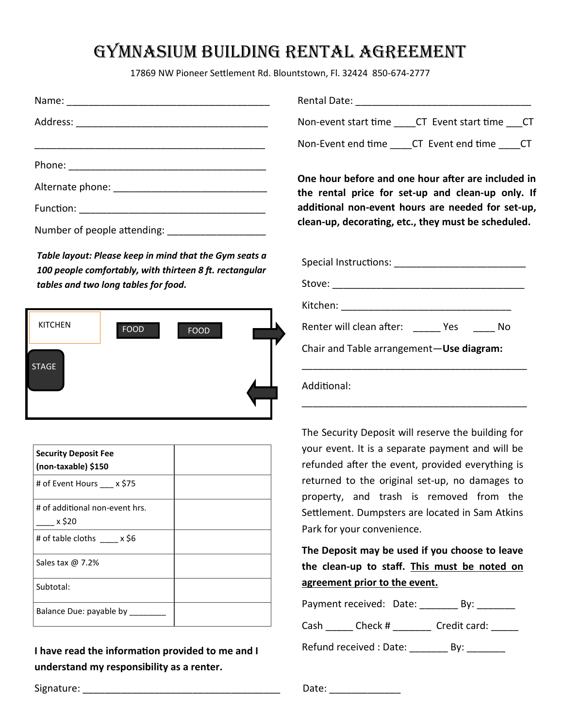# Gymnasium Building Rental Agreement

17869 NW Pioneer Settlement Rd. Blountstown, Fl. 32424 850-674-2777

Name: ____________________________________

Address: __________________________________

__________________________________________

Phone: ___________________________________

Alternate phone: ____________________________

Function: _________________________________

Number of people attending: _________________

***Table layout: Please keep in mind that the Gym seats a 100 people comfortably, with thirteen 8 ft. rectangular tables and two long tables for food.***

KITCHEN FOOD FOOD

STAGE

| Security Deposit Fee (non-taxable) $150 | |
|---|---|
| # of Event Hours ___ x $75 | |
| # of additional non-event hrs. ____ x $20 | |
| # of table cloths ____ x $6 | |
| Sales tax @ 7.2% | |
| Subtotal: | |
| Balance Due: payable by ________ | |

**I have read the information provided to me and I understand my responsibility as a renter.**

Signature: ____________________________________

Rental Date: ________________________________

Non-event start time ____CT Event start time ___CT

Non-Event end time ____CT Event end time ____CT

**One hour before and one hour after are included in the rental price for set-up and clean-up only. If additional non-event hours are needed for set-up, clean-up, decorating, etc., they must be scheduled.**

Special Instructions: ________________________

Stove: ____________________________________

Kitchen: ______________________________

Renter will clean after: _____ Yes ____ No

Chair and Table arrangement—**Use diagram:**

__________________________________________

Additional:

__________________________________________

The Security Deposit will reserve the building for your event. It is a separate payment and will be refunded after the event, provided everything is returned to the original set-up, no damages to property, and trash is removed from the Settlement. Dumpsters are located in Sam Atkins Park for your convenience.

**The Deposit may be used if you choose to leave the clean-up to staff. <u>This must be noted on agreement prior to the event.</u>**

Payment received: Date: _______ By: _______

Cash _____ Check # _______ Credit card: _____

Refund received : Date: _______ By: _______

Date: _____________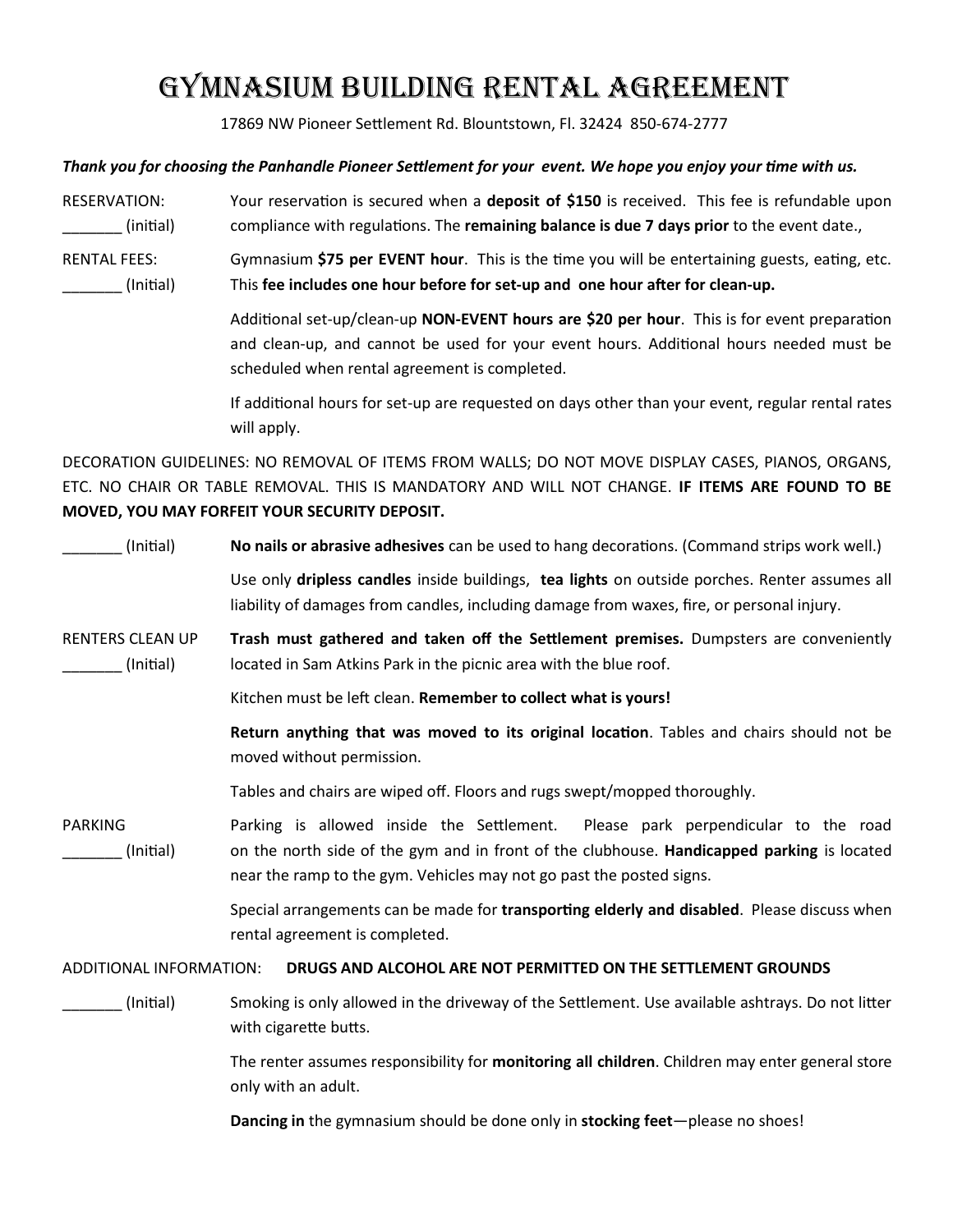# GYMNASIUM BUILDING RENTAL AGREEMENT

17869 NW Pioneer Settlement Rd. Blountstown, Fl. 32424 850-674-2777

***Thank you for choosing the Panhandle Pioneer Settlement for your event. We hope you enjoy your time with us.***

RESERVATION:
_______ (initial)

Your reservation is secured when a **deposit of $150** is received. This fee is refundable upon compliance with regulations. The **remaining balance is due 7 days prior** to the event date.,

RENTAL FEES:
_______ (Initial)

Gymnasium **$75 per EVENT hour**. This is the time you will be entertaining guests, eating, etc. This **fee includes one hour before for set-up and one hour after for clean-up.**

Additional set-up/clean-up **NON-EVENT hours are $20 per hour**. This is for event preparation and clean-up, and cannot be used for your event hours. Additional hours needed must be scheduled when rental agreement is completed.

If additional hours for set-up are requested on days other than your event, regular rental rates will apply.

DECORATION GUIDELINES: NO REMOVAL OF ITEMS FROM WALLS; DO NOT MOVE DISPLAY CASES, PIANOS, ORGANS, ETC. NO CHAIR OR TABLE REMOVAL. THIS IS MANDATORY AND WILL NOT CHANGE. **IF ITEMS ARE FOUND TO BE MOVED, YOU MAY FORFEIT YOUR SECURITY DEPOSIT.**

_______ (Initial)

**No nails or abrasive adhesives** can be used to hang decorations. (Command strips work well.)

Use only **dripless candles** inside buildings, **tea lights** on outside porches. Renter assumes all liability of damages from candles, including damage from waxes, fire, or personal injury.

RENTERS CLEAN UP
_______ (Initial)

**Trash must gathered and taken off the Settlement premises.** Dumpsters are conveniently located in Sam Atkins Park in the picnic area with the blue roof.

Kitchen must be left clean. **Remember to collect what is yours!**

**Return anything that was moved to its original location**. Tables and chairs should not be moved without permission.

Tables and chairs are wiped off. Floors and rugs swept/mopped thoroughly.

PARKING
_______ (Initial)

Parking is allowed inside the Settlement. Please park perpendicular to the road on the north side of the gym and in front of the clubhouse. **Handicapped parking** is located near the ramp to the gym. Vehicles may not go past the posted signs.

Special arrangements can be made for **transporting elderly and disabled**. Please discuss when rental agreement is completed.

ADDITIONAL INFORMATION: **DRUGS AND ALCOHOL ARE NOT PERMITTED ON THE SETTLEMENT GROUNDS**

_______ (Initial)

Smoking is only allowed in the driveway of the Settlement. Use available ashtrays. Do not litter with cigarette butts.

The renter assumes responsibility for **monitoring all children**. Children may enter general store only with an adult.

**Dancing in** the gymnasium should be done only in **stocking feet**—please no shoes!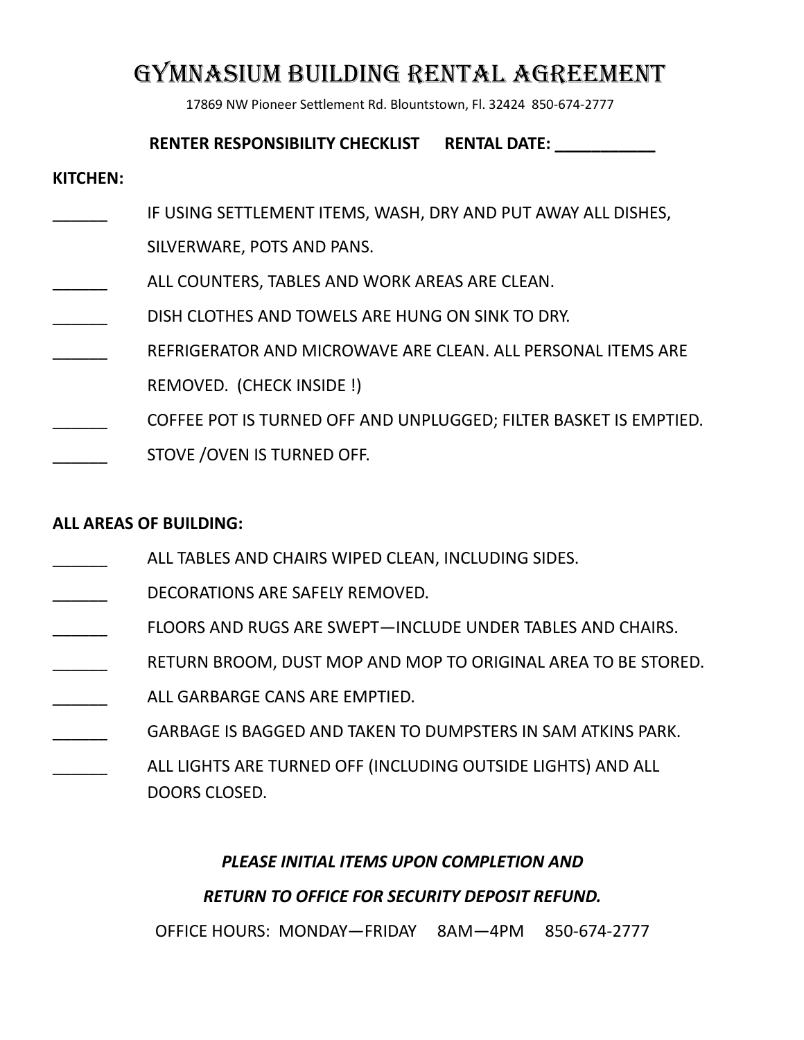# GYMNASIUM BUILDING RENTAL AGREEMENT

17869 NW Pioneer Settlement Rd. Blountstown, Fl. 32424 850-674-2777

**RENTER RESPONSIBILITY CHECKLIST RENTAL DATE: ___________**

**KITCHEN:**

______ IF USING SETTLEMENT ITEMS, WASH, DRY AND PUT AWAY ALL DISHES, SILVERWARE, POTS AND PANS.

______ ALL COUNTERS, TABLES AND WORK AREAS ARE CLEAN.

______ DISH CLOTHES AND TOWELS ARE HUNG ON SINK TO DRY.

______ REFRIGERATOR AND MICROWAVE ARE CLEAN. ALL PERSONAL ITEMS ARE REMOVED. (CHECK INSIDE !)

______ COFFEE POT IS TURNED OFF AND UNPLUGGED; FILTER BASKET IS EMPTIED.

______ STOVE /OVEN IS TURNED OFF.

**ALL AREAS OF BUILDING:**

______ ALL TABLES AND CHAIRS WIPED CLEAN, INCLUDING SIDES.

______ DECORATIONS ARE SAFELY REMOVED.

______ FLOORS AND RUGS ARE SWEPT—INCLUDE UNDER TABLES AND CHAIRS.

______ RETURN BROOM, DUST MOP AND MOP TO ORIGINAL AREA TO BE STORED.

______ ALL GARBARGE CANS ARE EMPTIED.

______ GARBAGE IS BAGGED AND TAKEN TO DUMPSTERS IN SAM ATKINS PARK.

______ ALL LIGHTS ARE TURNED OFF (INCLUDING OUTSIDE LIGHTS) AND ALL DOORS CLOSED.

***PLEASE INITIAL ITEMS UPON COMPLETION AND***

***RETURN TO OFFICE FOR SECURITY DEPOSIT REFUND.***

OFFICE HOURS: MONDAY—FRIDAY 8AM—4PM 850-674-2777